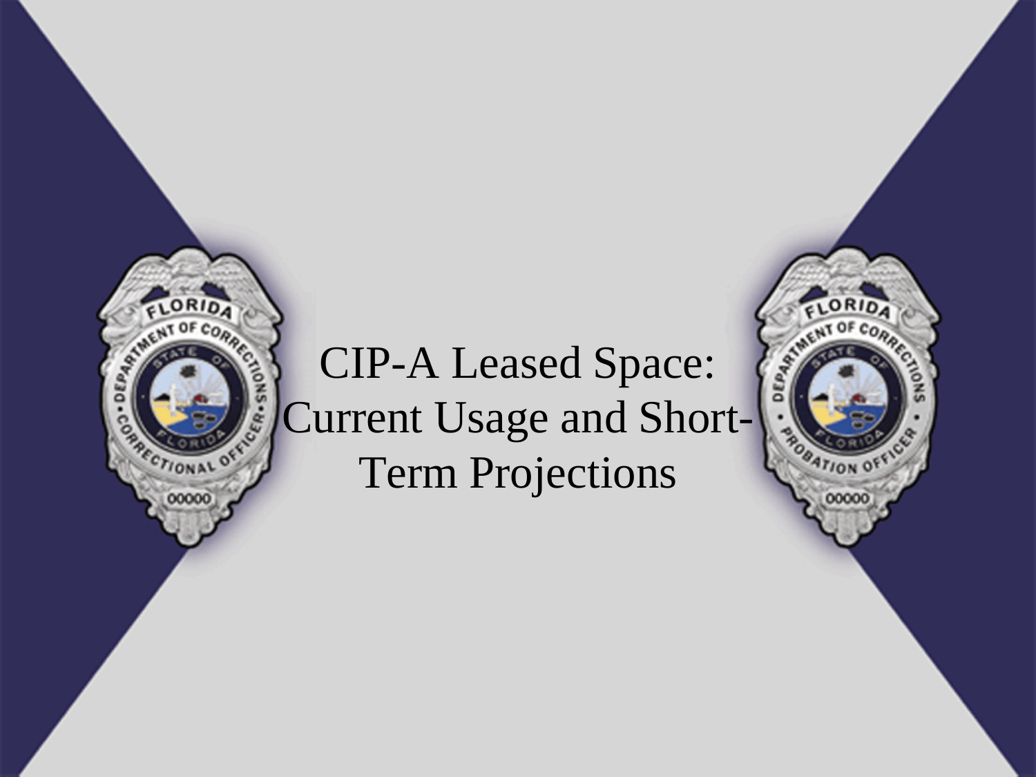# CIP-A Leased Space: Current Usage and Short-Term Projections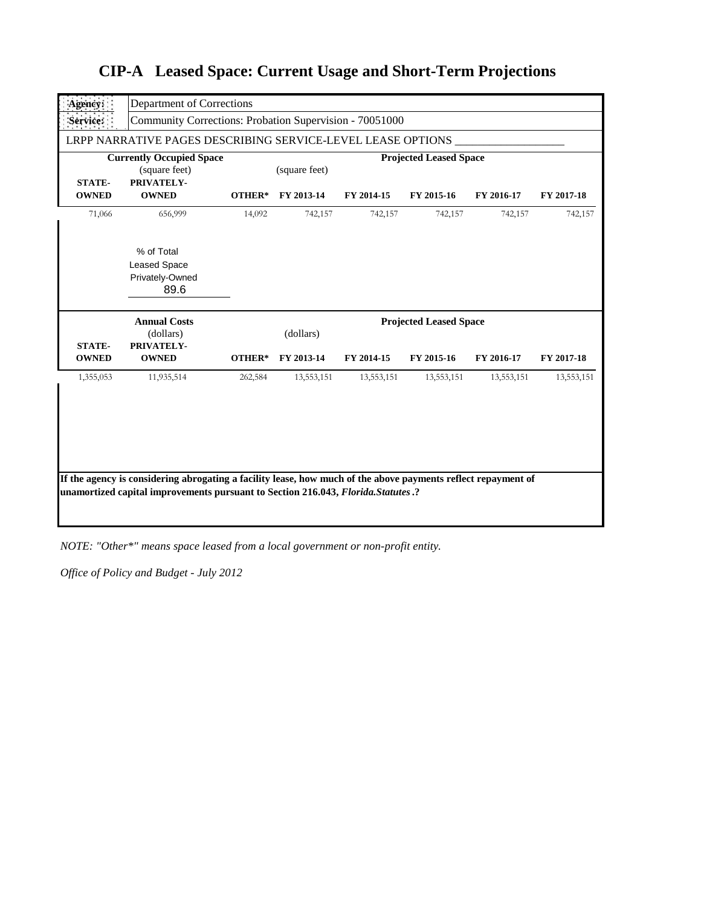# CIP-A Leased Space: Current Usage and Short-Term Projections

| Agency: | Department of Corrections |
|---|---|
| Service: | Community Corrections: Probation Supervision - 70051000 |

LRPP NARRATIVE PAGES DESCRIBING SERVICE-LEVEL LEASE OPTIONS ___________________

| Currently Occupied Space (square feet) | | | Projected Leased Space (square feet) | | | | |
|---|---|---|---|---|---|---|---|
| **STATE-OWNED** | **PRIVATELY-OWNED** | **OTHER*** | **FY 2013-14** | **FY 2014-15** | **FY 2015-16** | **FY 2016-17** | **FY 2017-18** |
| 71,066 | 656,999 | 14,092 | 742,157 | 742,157 | 742,157 | 742,157 | 742,157 |

% of Total Leased Space Privately-Owned
89.6

| Annual Costs (dollars) | | | Projected Leased Space (dollars) | | | | |
|---|---|---|---|---|---|---|---|
| **STATE-OWNED** | **PRIVATELY-OWNED** | **OTHER*** | **FY 2013-14** | **FY 2014-15** | **FY 2015-16** | **FY 2016-17** | **FY 2017-18** |
| 1,355,053 | 11,935,514 | 262,584 | 13,553,151 | 13,553,151 | 13,553,151 | 13,553,151 | 13,553,151 |

**If the agency is considering abrogating a facility lease, how much of the above payments reflect repayment of unamortized capital improvements pursuant to Section 216.043, *Florida.Statutes*.?**

*NOTE: "Other*" means space leased from a local government or non-profit entity.*

*Office of Policy and Budget - July 2012*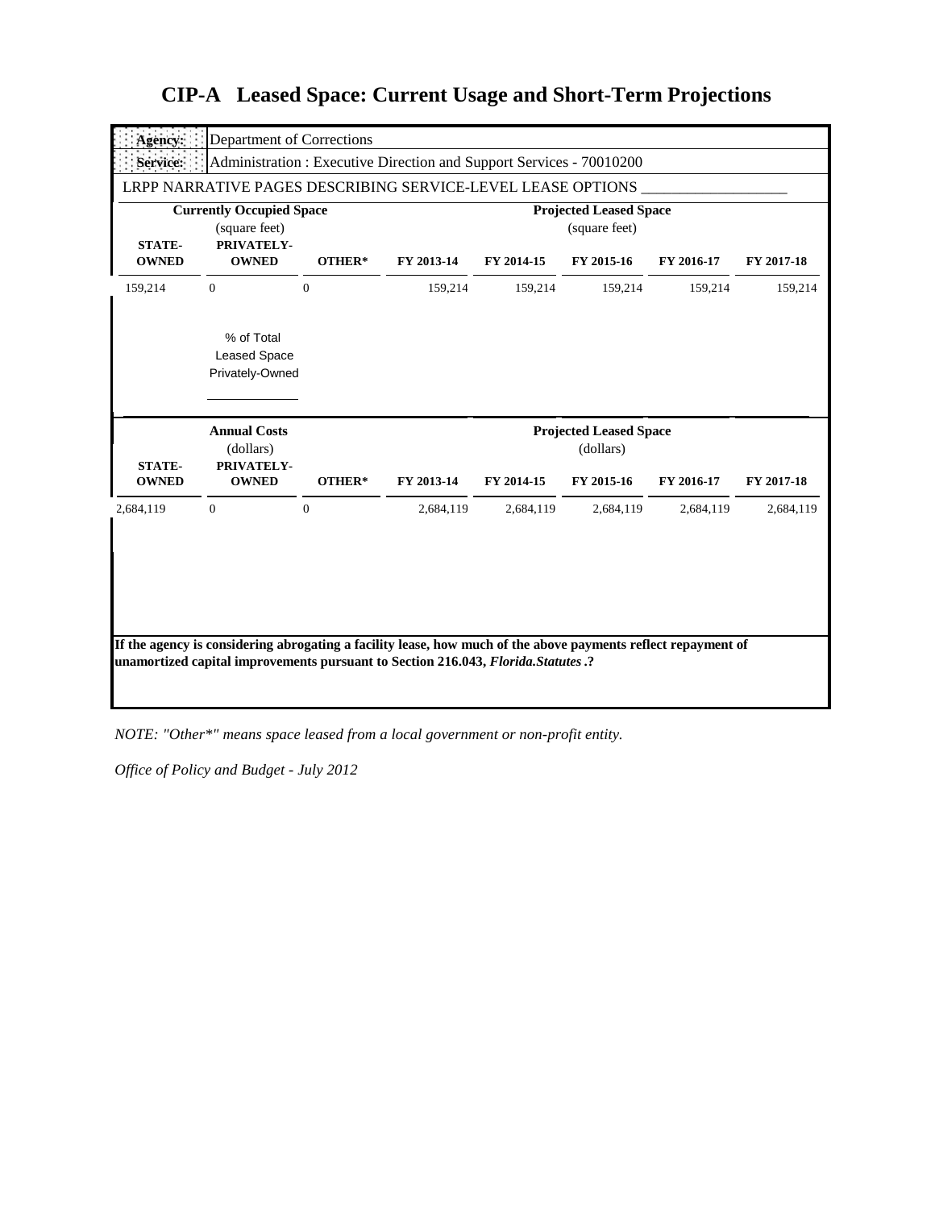# CIP-A Leased Space: Current Usage and Short-Term Projections

**Agency:** Department of Corrections

**Service:** Administration : Executive Direction and Support Services - 70010200

LRPP NARRATIVE PAGES DESCRIBING SERVICE-LEVEL LEASE OPTIONS ___________________

| Currently Occupied Space (square feet) | | | Projected Leased Space (square feet) | | | | |
|---|---|---|---|---|---|---|---|
| **STATE-OWNED** | **PRIVATELY-OWNED** | **OTHER*** | **FY 2013-14** | **FY 2014-15** | **FY 2015-16** | **FY 2016-17** | **FY 2017-18** |
| 159,214 | 0 | 0 | 159,214 | 159,214 | 159,214 | 159,214 | 159,214 |

% of Total Leased Space Privately-Owned

_____________

| Annual Costs (dollars) | | | Projected Leased Space (dollars) | | | | |
|---|---|---|---|---|---|---|---|
| **STATE-OWNED** | **PRIVATELY-OWNED** | **OTHER*** | **FY 2013-14** | **FY 2014-15** | **FY 2015-16** | **FY 2016-17** | **FY 2017-18** |
| 2,684,119 | 0 | 0 | 2,684,119 | 2,684,119 | 2,684,119 | 2,684,119 | 2,684,119 |

**If the agency is considering abrogating a facility lease, how much of the above payments reflect repayment of unamortized capital improvements pursuant to Section 216.043, *Florida.Statutes*.?**

*NOTE: "Other*" means space leased from a local government or non-profit entity.*

*Office of Policy and Budget - July 2012*